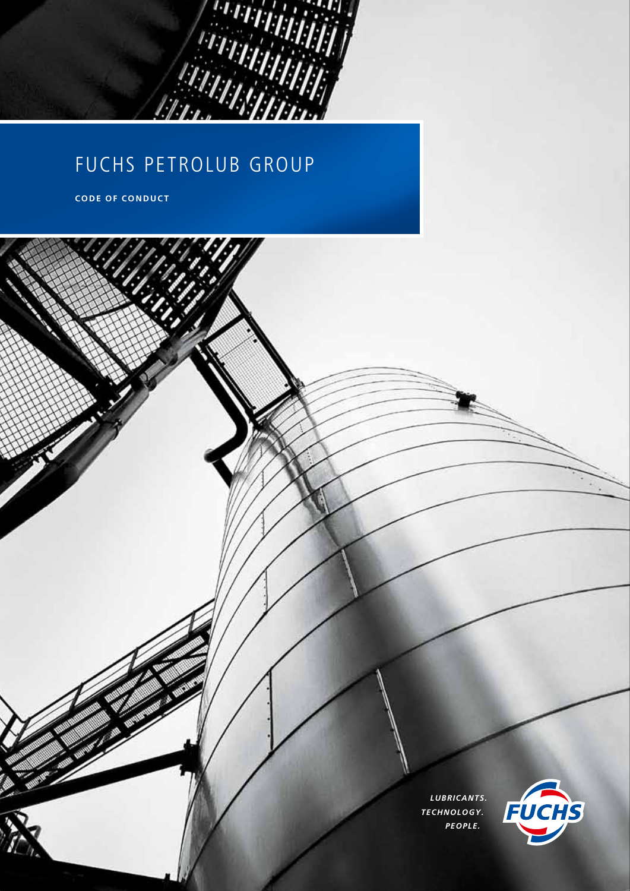# FUCHS PETROLUB GROUP

**CODE OF CONDUCT**

***LUBRICANTS.***
***TECHNOLOGY.***
***PEOPLE.***

FUCHS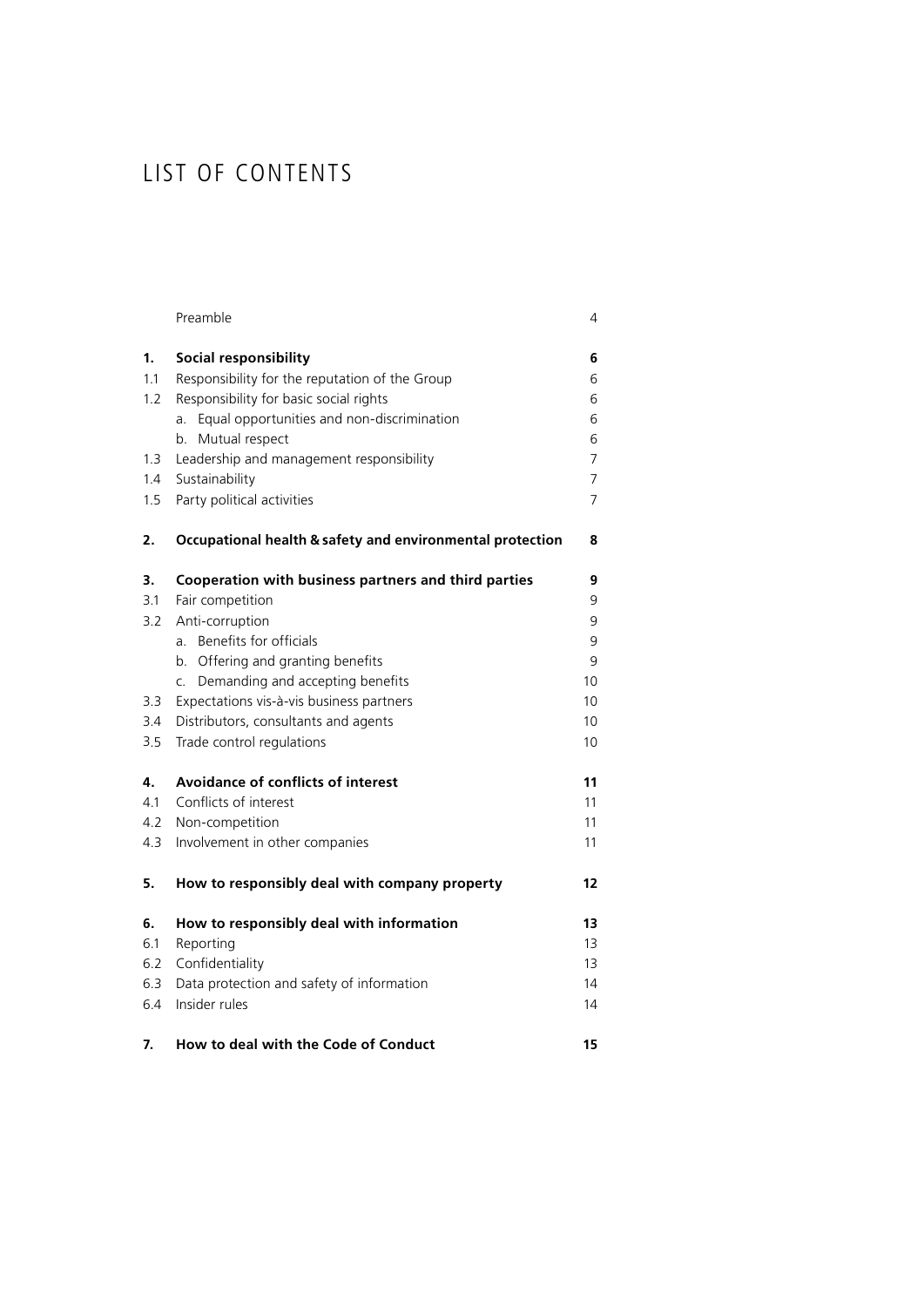# LIST OF CONTENTS

| | | |
|---|---|---|
| | Preamble | 4 |
| **1.** | **Social responsibility** | **6** |
| 1.1 | Responsibility for the reputation of the Group | 6 |
| 1.2 | Responsibility for basic social rights | 6 |
| | a. Equal opportunities and non-discrimination | 6 |
| | b. Mutual respect | 6 |
| 1.3 | Leadership and management responsibility | 7 |
| 1.4 | Sustainability | 7 |
| 1.5 | Party political activities | 7 |
| **2.** | **Occupational health & safety and environmental protection** | **8** |
| **3.** | **Cooperation with business partners and third parties** | **9** |
| 3.1 | Fair competition | 9 |
| 3.2 | Anti-corruption | 9 |
| | a. Benefits for officials | 9 |
| | b. Offering and granting benefits | 9 |
| | c. Demanding and accepting benefits | 10 |
| 3.3 | Expectations vis-à-vis business partners | 10 |
| 3.4 | Distributors, consultants and agents | 10 |
| 3.5 | Trade control regulations | 10 |
| **4.** | **Avoidance of conflicts of interest** | **11** |
| 4.1 | Conflicts of interest | 11 |
| 4.2 | Non-competition | 11 |
| 4.3 | Involvement in other companies | 11 |
| **5.** | **How to responsibly deal with company property** | **12** |
| **6.** | **How to responsibly deal with information** | **13** |
| 6.1 | Reporting | 13 |
| 6.2 | Confidentiality | 13 |
| 6.3 | Data protection and safety of information | 14 |
| 6.4 | Insider rules | 14 |
| **7.** | **How to deal with the Code of Conduct** | **15** |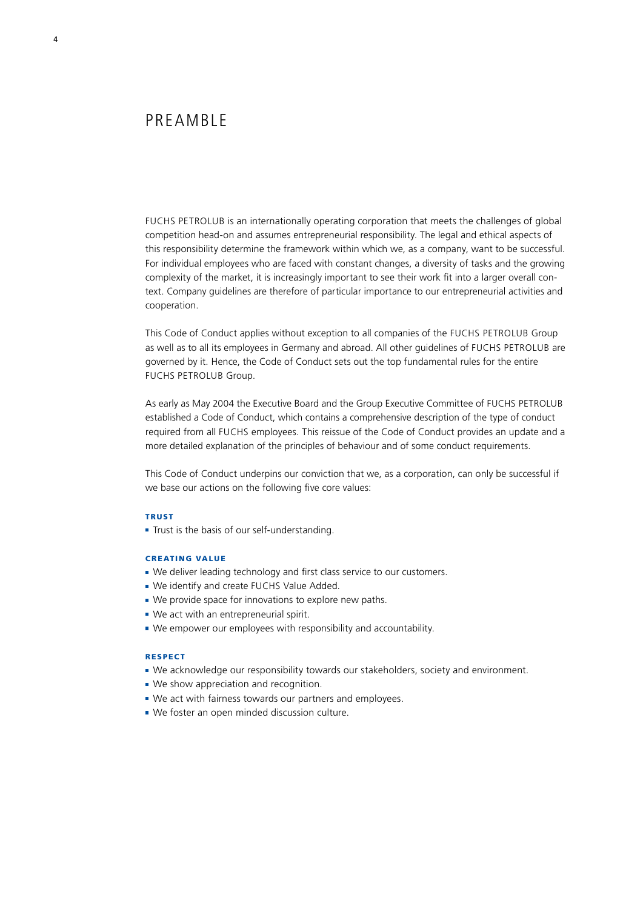# PREAMBLE

FUCHS PETROLUB is an internationally operating corporation that meets the challenges of global competition head-on and assumes entrepreneurial responsibility. The legal and ethical aspects of this responsibility determine the framework within which we, as a company, want to be successful. For individual employees who are faced with constant changes, a diversity of tasks and the growing complexity of the market, it is increasingly important to see their work fit into a larger overall context. Company guidelines are therefore of particular importance to our entrepreneurial activities and cooperation.

This Code of Conduct applies without exception to all companies of the FUCHS PETROLUB Group as well as to all its employees in Germany and abroad. All other guidelines of FUCHS PETROLUB are governed by it. Hence, the Code of Conduct sets out the top fundamental rules for the entire FUCHS PETROLUB Group.

As early as May 2004 the Executive Board and the Group Executive Committee of FUCHS PETROLUB established a Code of Conduct, which contains a comprehensive description of the type of conduct required from all FUCHS employees. This reissue of the Code of Conduct provides an update and a more detailed explanation of the principles of behaviour and of some conduct requirements.

This Code of Conduct underpins our conviction that we, as a corporation, can only be successful if we base our actions on the following five core values:

### TRUST

- Trust is the basis of our self-understanding.

### CREATING VALUE

- We deliver leading technology and first class service to our customers.
- We identify and create FUCHS Value Added.
- We provide space for innovations to explore new paths.
- We act with an entrepreneurial spirit.
- We empower our employees with responsibility and accountability.

### RESPECT

- We acknowledge our responsibility towards our stakeholders, society and environment.
- We show appreciation and recognition.
- We act with fairness towards our partners and employees.
- We foster an open minded discussion culture.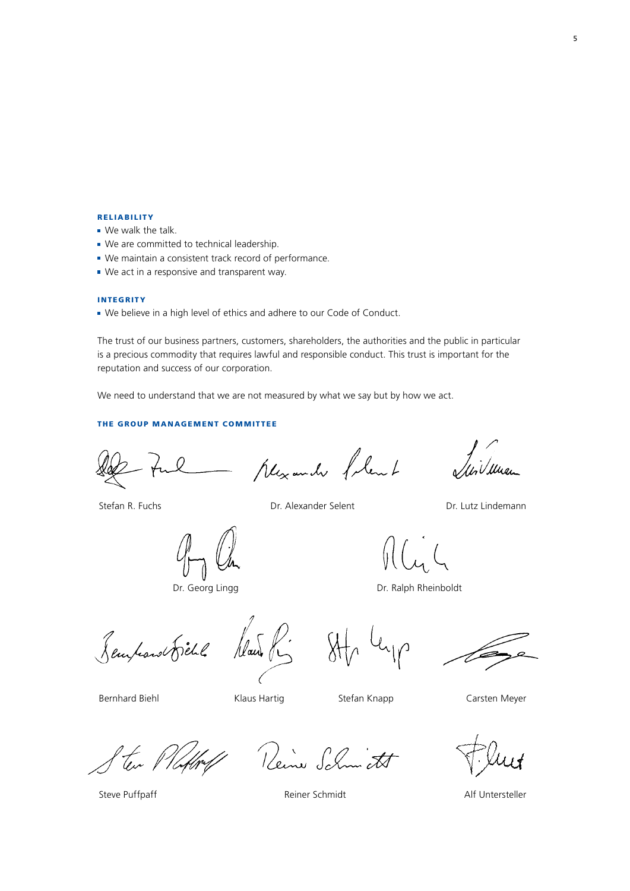#### RELIABILITY

- We walk the talk.
- We are committed to technical leadership.
- We maintain a consistent track record of performance.
- We act in a responsive and transparent way.

#### INTEGRITY

- We believe in a high level of ethics and adhere to our Code of Conduct.

The trust of our business partners, customers, shareholders, the authorities and the public in particular is a precious commodity that requires lawful and responsible conduct. This trust is important for the reputation and success of our corporation.

We need to understand that we are not measured by what we say but by how we act.

#### THE GROUP MANAGEMENT COMMITTEE

Stefan R. Fuchs

Dr. Alexander Selent

Dr. Lutz Lindemann

Dr. Georg Lingg

Dr. Ralph Rheinboldt

Bernhard Biehl

Klaus Hartig

Stefan Knapp

Carsten Meyer

Steve Puffpaff

Reiner Schmidt

Alf Untersteller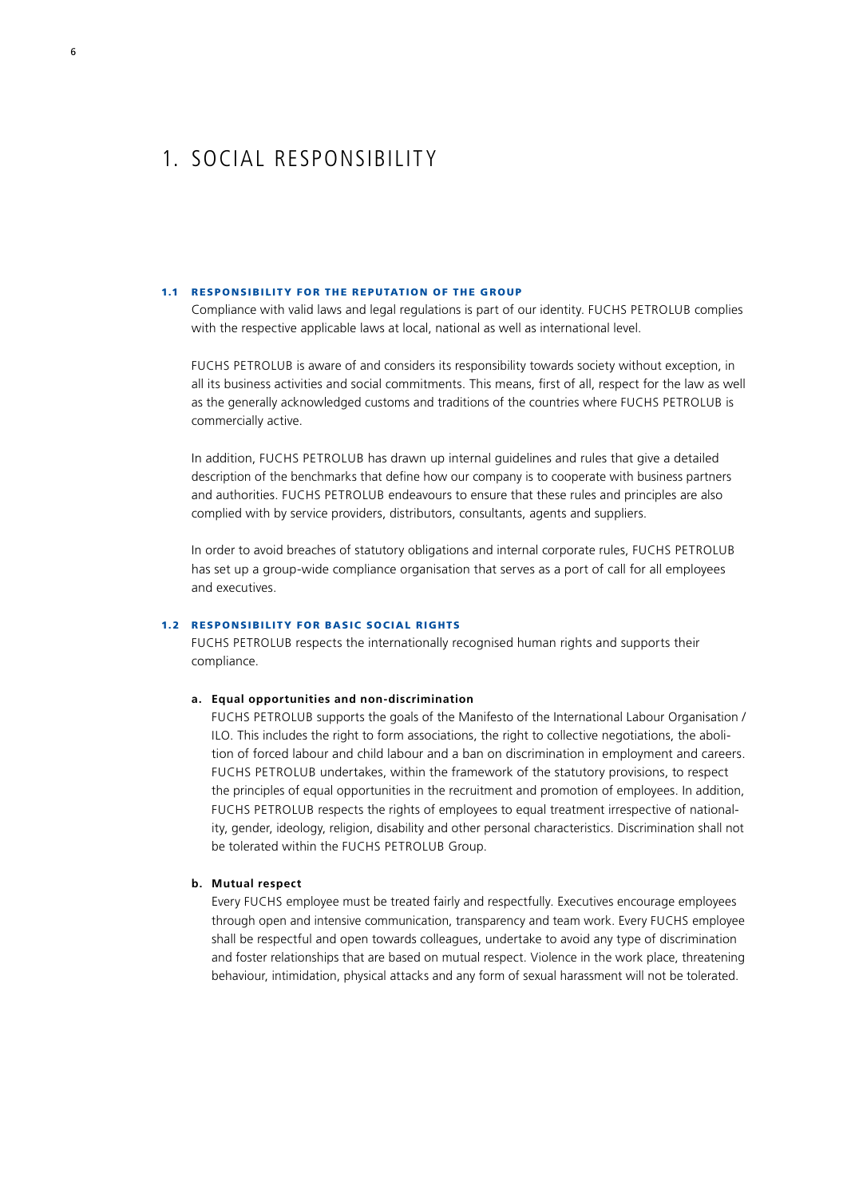# 1. SOCIAL RESPONSIBILITY

## 1.1 RESPONSIBILITY FOR THE REPUTATION OF THE GROUP

Compliance with valid laws and legal regulations is part of our identity. FUCHS PETROLUB complies with the respective applicable laws at local, national as well as international level.

FUCHS PETROLUB is aware of and considers its responsibility towards society without exception, in all its business activities and social commitments. This means, first of all, respect for the law as well as the generally acknowledged customs and traditions of the countries where FUCHS PETROLUB is commercially active.

In addition, FUCHS PETROLUB has drawn up internal guidelines and rules that give a detailed description of the benchmarks that define how our company is to cooperate with business partners and authorities. FUCHS PETROLUB endeavours to ensure that these rules and principles are also complied with by service providers, distributors, consultants, agents and suppliers.

In order to avoid breaches of statutory obligations and internal corporate rules, FUCHS PETROLUB has set up a group-wide compliance organisation that serves as a port of call for all employees and executives.

## 1.2 RESPONSIBILITY FOR BASIC SOCIAL RIGHTS

FUCHS PETROLUB respects the internationally recognised human rights and supports their compliance.

### a. Equal opportunities and non-discrimination

FUCHS PETROLUB supports the goals of the Manifesto of the International Labour Organisation / ILO. This includes the right to form associations, the right to collective negotiations, the abolition of forced labour and child labour and a ban on discrimination in employment and careers. FUCHS PETROLUB undertakes, within the framework of the statutory provisions, to respect the principles of equal opportunities in the recruitment and promotion of employees. In addition, FUCHS PETROLUB respects the rights of employees to equal treatment irrespective of nationality, gender, ideology, religion, disability and other personal characteristics. Discrimination shall not be tolerated within the FUCHS PETROLUB Group.

### b. Mutual respect

Every FUCHS employee must be treated fairly and respectfully. Executives encourage employees through open and intensive communication, transparency and team work. Every FUCHS employee shall be respectful and open towards colleagues, undertake to avoid any type of discrimination and foster relationships that are based on mutual respect. Violence in the work place, threatening behaviour, intimidation, physical attacks and any form of sexual harassment will not be tolerated.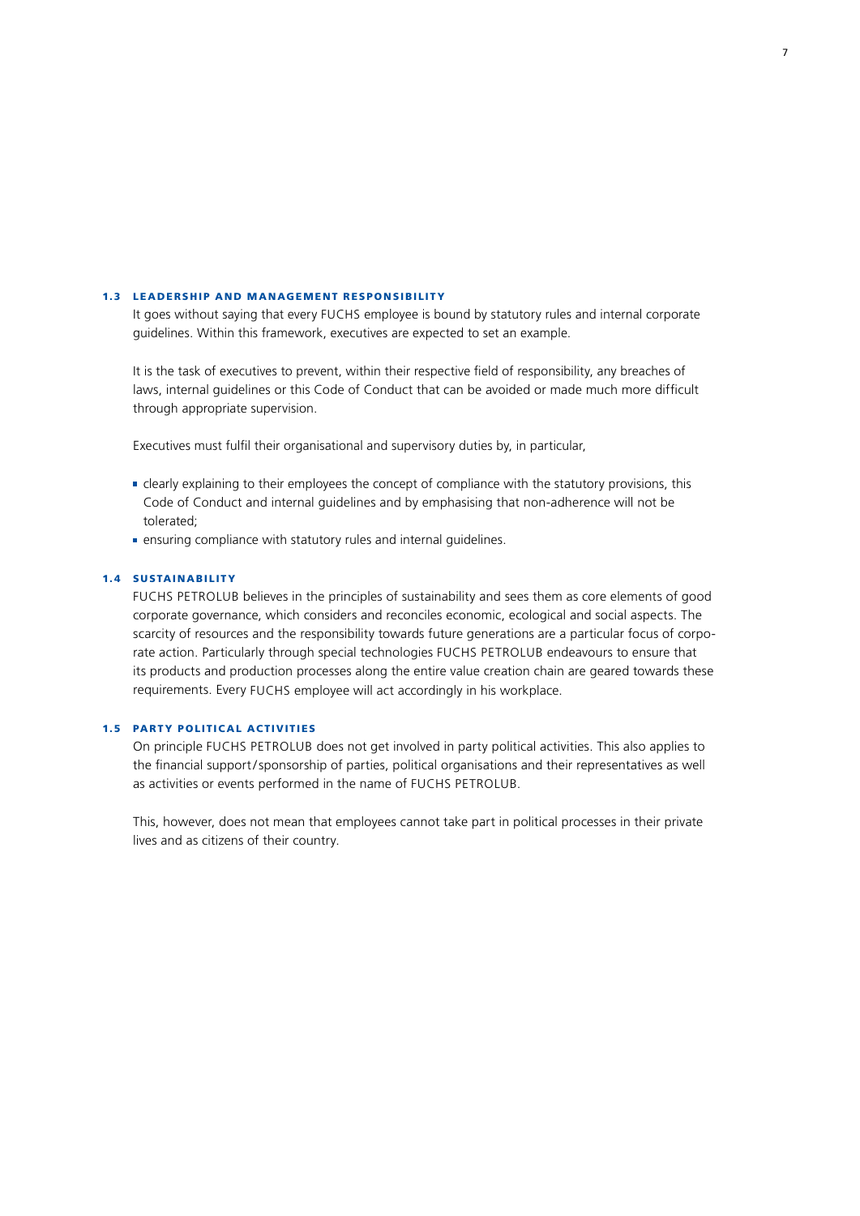### 1.3 LEADERSHIP AND MANAGEMENT RESPONSIBILITY

It goes without saying that every FUCHS employee is bound by statutory rules and internal corporate guidelines. Within this framework, executives are expected to set an example.

It is the task of executives to prevent, within their respective field of responsibility, any breaches of laws, internal guidelines or this Code of Conduct that can be avoided or made much more difficult through appropriate supervision.

Executives must fulfil their organisational and supervisory duties by, in particular,

- clearly explaining to their employees the concept of compliance with the statutory provisions, this Code of Conduct and internal guidelines and by emphasising that non-adherence will not be tolerated;
- ensuring compliance with statutory rules and internal guidelines.

### 1.4 SUSTAINABILITY

FUCHS PETROLUB believes in the principles of sustainability and sees them as core elements of good corporate governance, which considers and reconciles economic, ecological and social aspects. The scarcity of resources and the responsibility towards future generations are a particular focus of corporate action. Particularly through special technologies FUCHS PETROLUB endeavours to ensure that its products and production processes along the entire value creation chain are geared towards these requirements. Every FUCHS employee will act accordingly in his workplace.

### 1.5 PARTY POLITICAL ACTIVITIES

On principle FUCHS PETROLUB does not get involved in party political activities. This also applies to the financial support/sponsorship of parties, political organisations and their representatives as well as activities or events performed in the name of FUCHS PETROLUB.

This, however, does not mean that employees cannot take part in political processes in their private lives and as citizens of their country.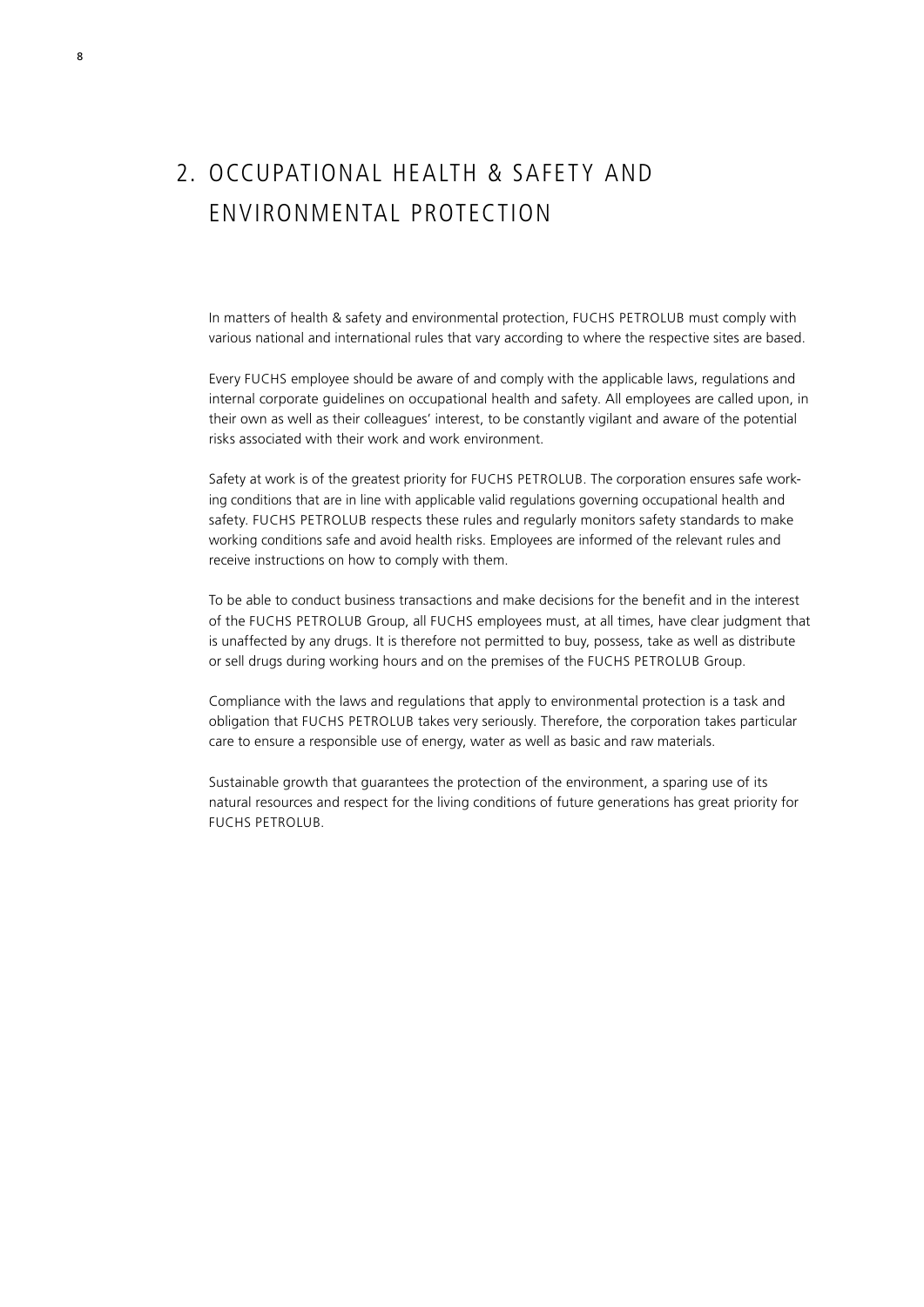# 2. OCCUPATIONAL HEALTH & SAFETY AND ENVIRONMENTAL PROTECTION

In matters of health & safety and environmental protection, FUCHS PETROLUB must comply with various national and international rules that vary according to where the respective sites are based.

Every FUCHS employee should be aware of and comply with the applicable laws, regulations and internal corporate guidelines on occupational health and safety. All employees are called upon, in their own as well as their colleagues' interest, to be constantly vigilant and aware of the potential risks associated with their work and work environment.

Safety at work is of the greatest priority for FUCHS PETROLUB. The corporation ensures safe working conditions that are in line with applicable valid regulations governing occupational health and safety. FUCHS PETROLUB respects these rules and regularly monitors safety standards to make working conditions safe and avoid health risks. Employees are informed of the relevant rules and receive instructions on how to comply with them.

To be able to conduct business transactions and make decisions for the benefit and in the interest of the FUCHS PETROLUB Group, all FUCHS employees must, at all times, have clear judgment that is unaffected by any drugs. It is therefore not permitted to buy, possess, take as well as distribute or sell drugs during working hours and on the premises of the FUCHS PETROLUB Group.

Compliance with the laws and regulations that apply to environmental protection is a task and obligation that FUCHS PETROLUB takes very seriously. Therefore, the corporation takes particular care to ensure a responsible use of energy, water as well as basic and raw materials.

Sustainable growth that guarantees the protection of the environment, a sparing use of its natural resources and respect for the living conditions of future generations has great priority for FUCHS PETROLUB.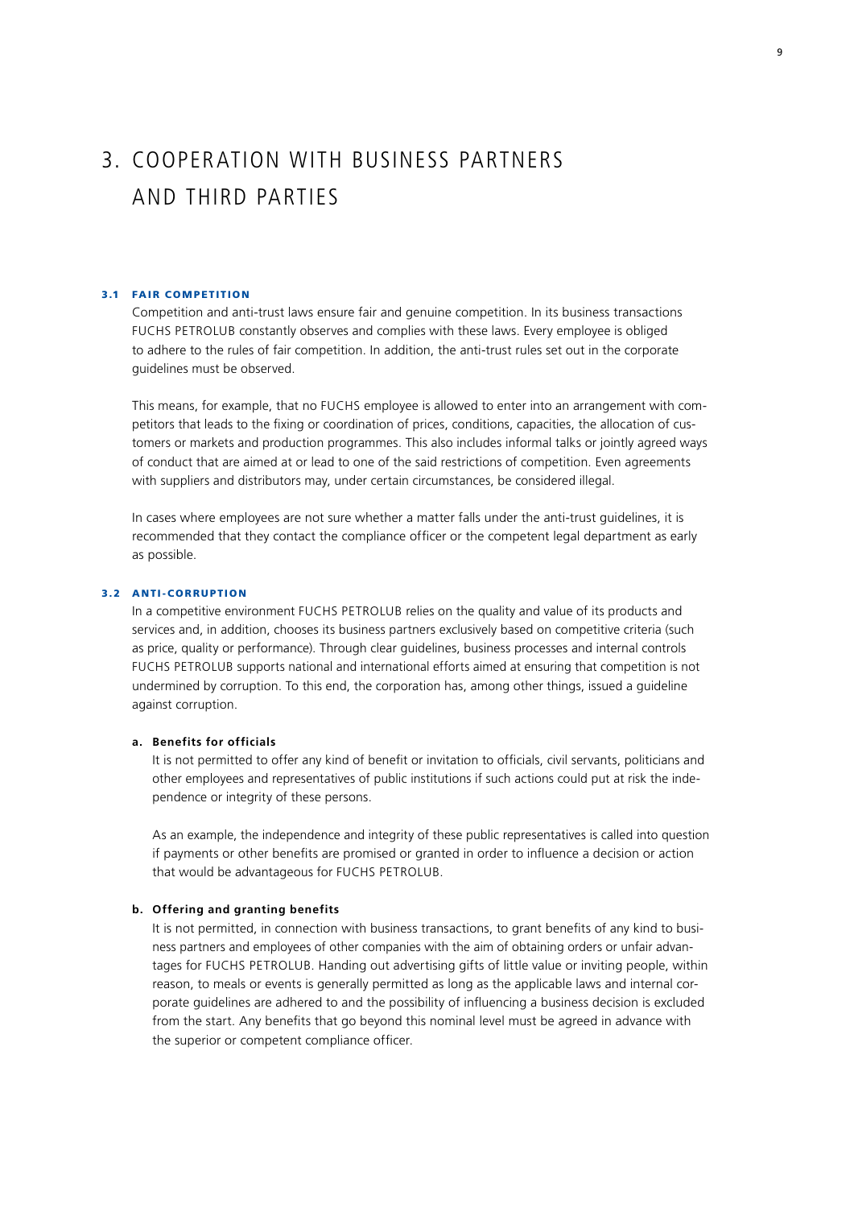# 3. COOPERATION WITH BUSINESS PARTNERS AND THIRD PARTIES

## 3.1 FAIR COMPETITION

Competition and anti-trust laws ensure fair and genuine competition. In its business transactions FUCHS PETROLUB constantly observes and complies with these laws. Every employee is obliged to adhere to the rules of fair competition. In addition, the anti-trust rules set out in the corporate guidelines must be observed.

This means, for example, that no FUCHS employee is allowed to enter into an arrangement with competitors that leads to the fixing or coordination of prices, conditions, capacities, the allocation of customers or markets and production programmes. This also includes informal talks or jointly agreed ways of conduct that are aimed at or lead to one of the said restrictions of competition. Even agreements with suppliers and distributors may, under certain circumstances, be considered illegal.

In cases where employees are not sure whether a matter falls under the anti-trust guidelines, it is recommended that they contact the compliance officer or the competent legal department as early as possible.

## 3.2 ANTI-CORRUPTION

In a competitive environment FUCHS PETROLUB relies on the quality and value of its products and services and, in addition, chooses its business partners exclusively based on competitive criteria (such as price, quality or performance). Through clear guidelines, business processes and internal controls FUCHS PETROLUB supports national and international efforts aimed at ensuring that competition is not undermined by corruption. To this end, the corporation has, among other things, issued a guideline against corruption.

### a. Benefits for officials

It is not permitted to offer any kind of benefit or invitation to officials, civil servants, politicians and other employees and representatives of public institutions if such actions could put at risk the independence or integrity of these persons.

As an example, the independence and integrity of these public representatives is called into question if payments or other benefits are promised or granted in order to influence a decision or action that would be advantageous for FUCHS PETROLUB.

### b. Offering and granting benefits

It is not permitted, in connection with business transactions, to grant benefits of any kind to business partners and employees of other companies with the aim of obtaining orders or unfair advantages for FUCHS PETROLUB. Handing out advertising gifts of little value or inviting people, within reason, to meals or events is generally permitted as long as the applicable laws and internal corporate guidelines are adhered to and the possibility of influencing a business decision is excluded from the start. Any benefits that go beyond this nominal level must be agreed in advance with the superior or competent compliance officer.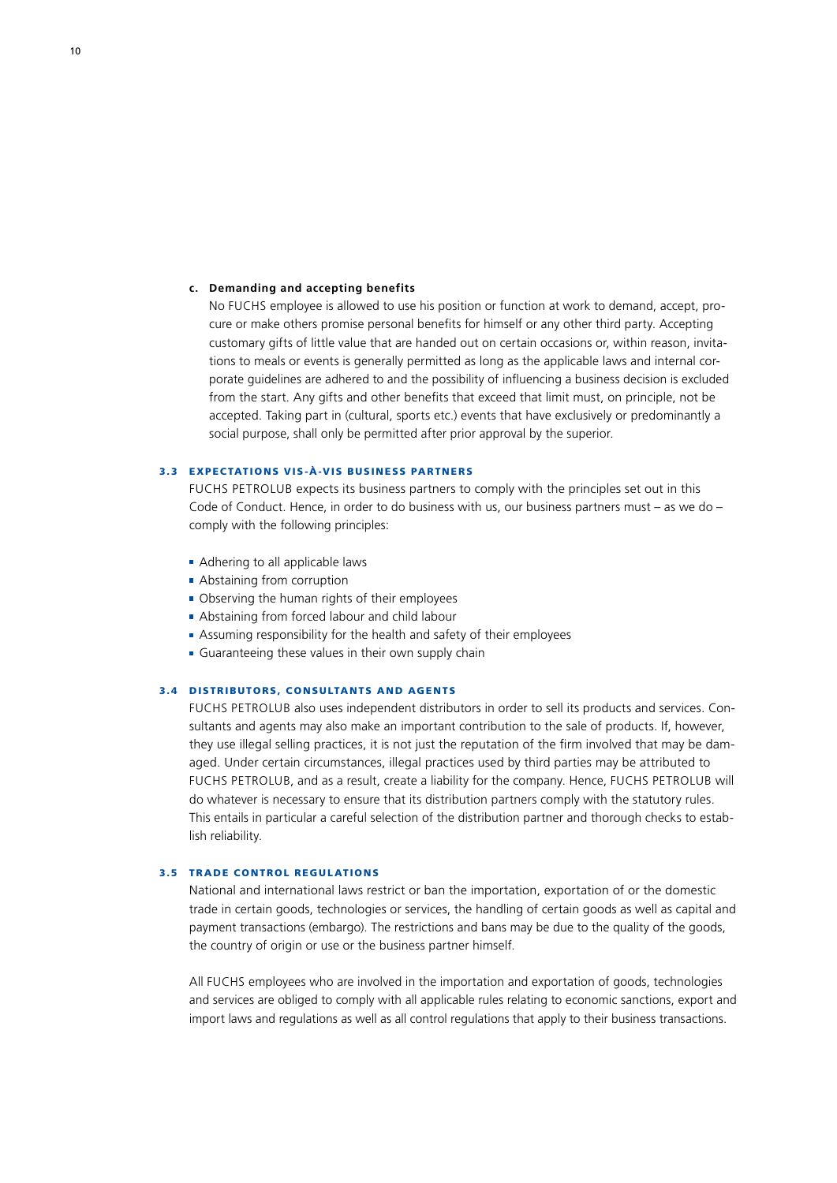**c. Demanding and accepting benefits**

No FUCHS employee is allowed to use his position or function at work to demand, accept, procure or make others promise personal benefits for himself or any other third party. Accepting customary gifts of little value that are handed out on certain occasions or, within reason, invitations to meals or events is generally permitted as long as the applicable laws and internal corporate guidelines are adhered to and the possibility of influencing a business decision is excluded from the start. Any gifts and other benefits that exceed that limit must, on principle, not be accepted. Taking part in (cultural, sports etc.) events that have exclusively or predominantly a social purpose, shall only be permitted after prior approval by the superior.

### 3.3 EXPECTATIONS VIS-À-VIS BUSINESS PARTNERS

FUCHS PETROLUB expects its business partners to comply with the principles set out in this Code of Conduct. Hence, in order to do business with us, our business partners must – as we do – comply with the following principles:

- Adhering to all applicable laws
- Abstaining from corruption
- Observing the human rights of their employees
- Abstaining from forced labour and child labour
- Assuming responsibility for the health and safety of their employees
- Guaranteeing these values in their own supply chain

### 3.4 DISTRIBUTORS, CONSULTANTS AND AGENTS

FUCHS PETROLUB also uses independent distributors in order to sell its products and services. Consultants and agents may also make an important contribution to the sale of products. If, however, they use illegal selling practices, it is not just the reputation of the firm involved that may be damaged. Under certain circumstances, illegal practices used by third parties may be attributed to FUCHS PETROLUB, and as a result, create a liability for the company. Hence, FUCHS PETROLUB will do whatever is necessary to ensure that its distribution partners comply with the statutory rules. This entails in particular a careful selection of the distribution partner and thorough checks to establish reliability.

### 3.5 TRADE CONTROL REGULATIONS

National and international laws restrict or ban the importation, exportation of or the domestic trade in certain goods, technologies or services, the handling of certain goods as well as capital and payment transactions (embargo). The restrictions and bans may be due to the quality of the goods, the country of origin or use or the business partner himself.

All FUCHS employees who are involved in the importation and exportation of goods, technologies and services are obliged to comply with all applicable rules relating to economic sanctions, export and import laws and regulations as well as all control regulations that apply to their business transactions.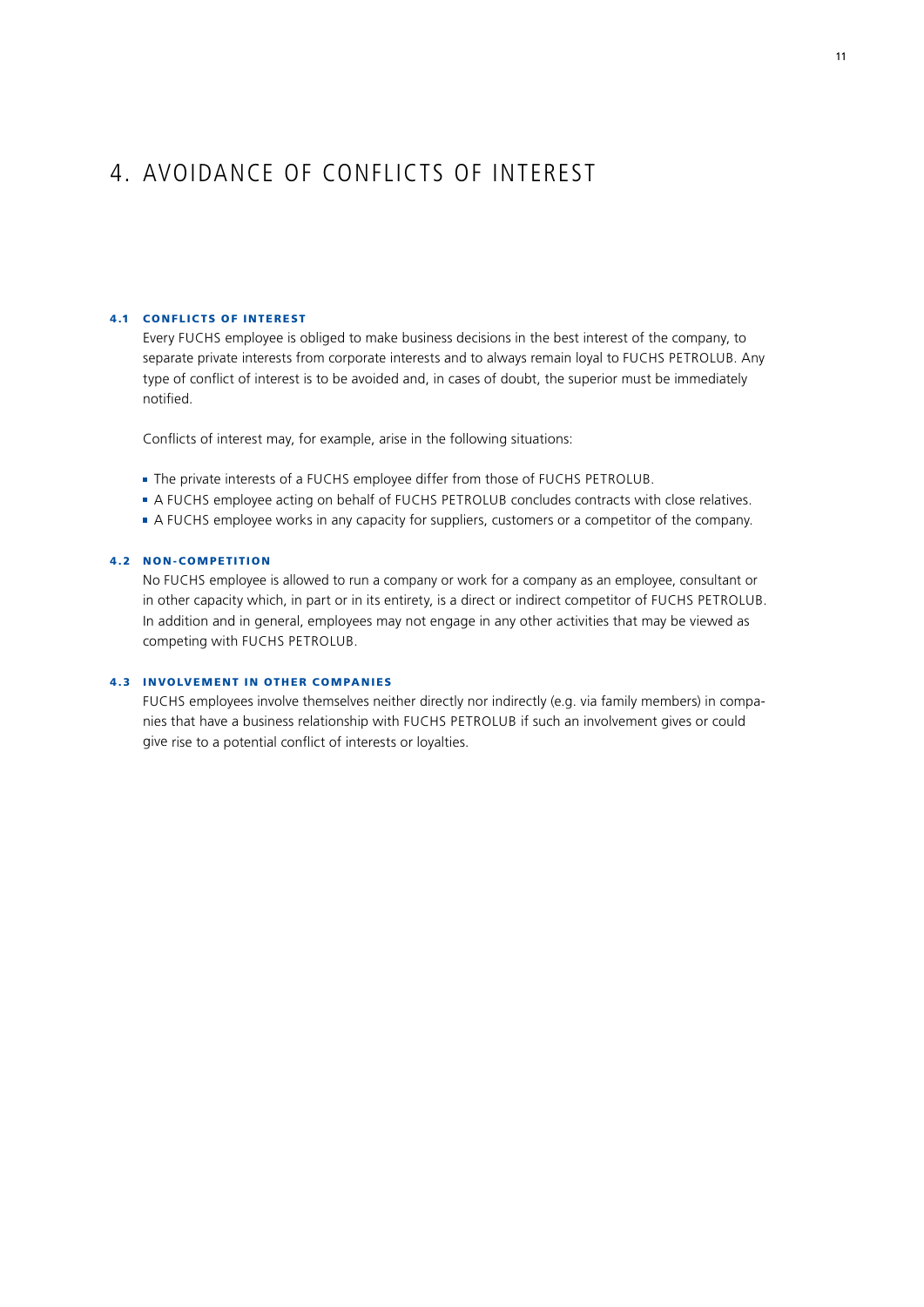# 4. AVOIDANCE OF CONFLICTS OF INTEREST

## 4.1 CONFLICTS OF INTEREST

Every FUCHS employee is obliged to make business decisions in the best interest of the company, to separate private interests from corporate interests and to always remain loyal to FUCHS PETROLUB. Any type of conflict of interest is to be avoided and, in cases of doubt, the superior must be immediately notified.

Conflicts of interest may, for example, arise in the following situations:

- The private interests of a FUCHS employee differ from those of FUCHS PETROLUB.
- A FUCHS employee acting on behalf of FUCHS PETROLUB concludes contracts with close relatives.
- A FUCHS employee works in any capacity for suppliers, customers or a competitor of the company.

## 4.2 NON-COMPETITION

No FUCHS employee is allowed to run a company or work for a company as an employee, consultant or in other capacity which, in part or in its entirety, is a direct or indirect competitor of FUCHS PETROLUB. In addition and in general, employees may not engage in any other activities that may be viewed as competing with FUCHS PETROLUB.

## 4.3 INVOLVEMENT IN OTHER COMPANIES

FUCHS employees involve themselves neither directly nor indirectly (e.g. via family members) in companies that have a business relationship with FUCHS PETROLUB if such an involvement gives or could give rise to a potential conflict of interests or loyalties.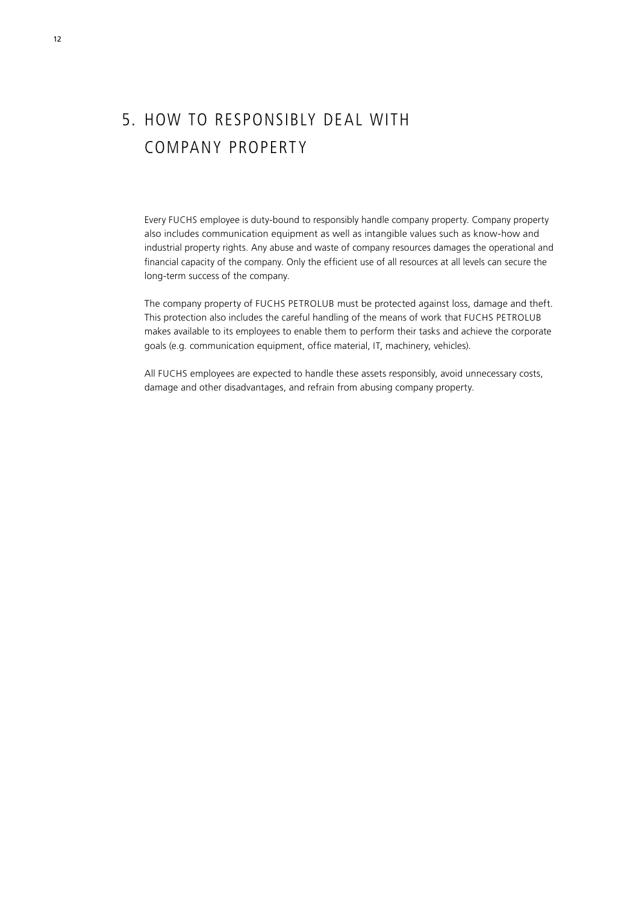# 5. HOW TO RESPONSIBLY DEAL WITH COMPANY PROPERTY

Every FUCHS employee is duty-bound to responsibly handle company property. Company property also includes communication equipment as well as intangible values such as know-how and industrial property rights. Any abuse and waste of company resources damages the operational and financial capacity of the company. Only the efficient use of all resources at all levels can secure the long-term success of the company.

The company property of FUCHS PETROLUB must be protected against loss, damage and theft. This protection also includes the careful handling of the means of work that FUCHS PETROLUB makes available to its employees to enable them to perform their tasks and achieve the corporate goals (e.g. communication equipment, office material, IT, machinery, vehicles).

All FUCHS employees are expected to handle these assets responsibly, avoid unnecessary costs, damage and other disadvantages, and refrain from abusing company property.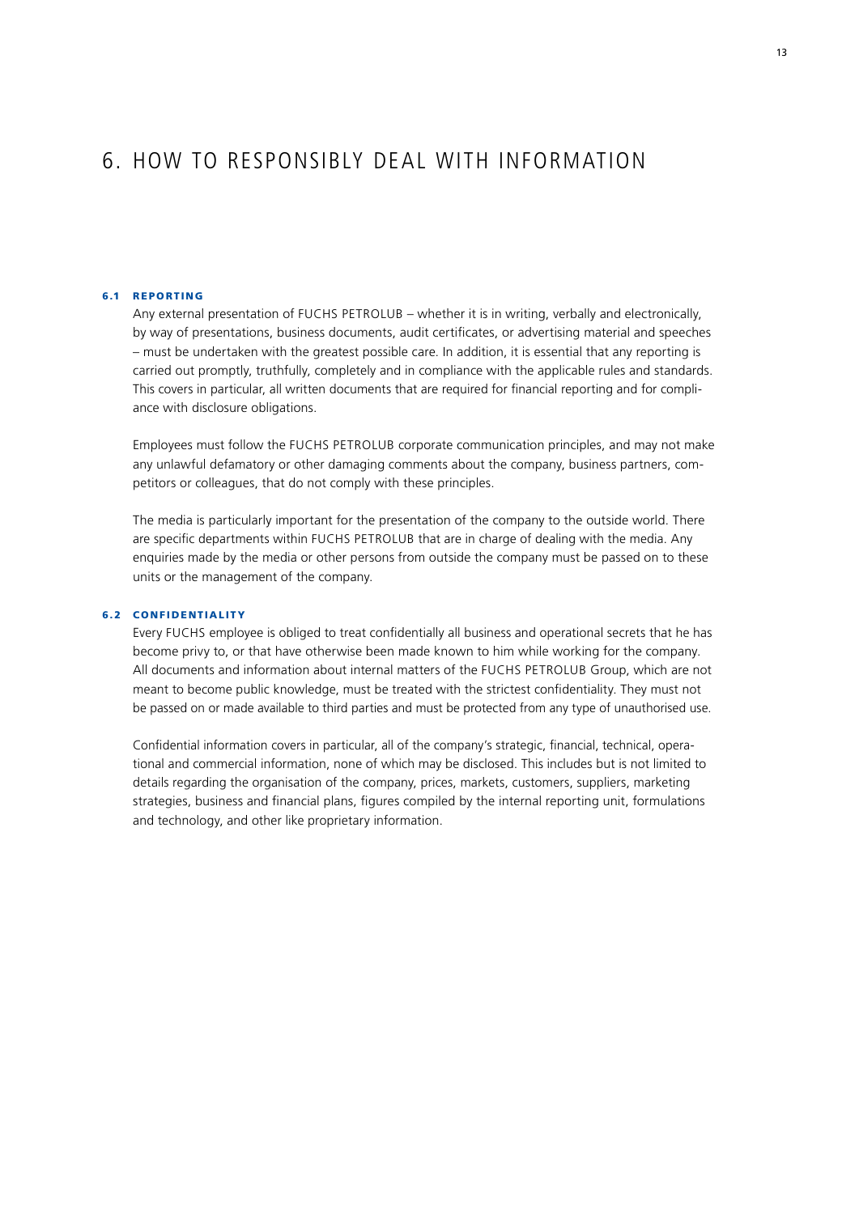# 6. HOW TO RESPONSIBLY DEAL WITH INFORMATION

## 6.1 REPORTING

Any external presentation of FUCHS PETROLUB – whether it is in writing, verbally and electronically, by way of presentations, business documents, audit certificates, or advertising material and speeches – must be undertaken with the greatest possible care. In addition, it is essential that any reporting is carried out promptly, truthfully, completely and in compliance with the applicable rules and standards. This covers in particular, all written documents that are required for financial reporting and for compliance with disclosure obligations.

Employees must follow the FUCHS PETROLUB corporate communication principles, and may not make any unlawful defamatory or other damaging comments about the company, business partners, competitors or colleagues, that do not comply with these principles.

The media is particularly important for the presentation of the company to the outside world. There are specific departments within FUCHS PETROLUB that are in charge of dealing with the media. Any enquiries made by the media or other persons from outside the company must be passed on to these units or the management of the company.

## 6.2 CONFIDENTIALITY

Every FUCHS employee is obliged to treat confidentially all business and operational secrets that he has become privy to, or that have otherwise been made known to him while working for the company. All documents and information about internal matters of the FUCHS PETROLUB Group, which are not meant to become public knowledge, must be treated with the strictest confidentiality. They must not be passed on or made available to third parties and must be protected from any type of unauthorised use.

Confidential information covers in particular, all of the company's strategic, financial, technical, operational and commercial information, none of which may be disclosed. This includes but is not limited to details regarding the organisation of the company, prices, markets, customers, suppliers, marketing strategies, business and financial plans, figures compiled by the internal reporting unit, formulations and technology, and other like proprietary information.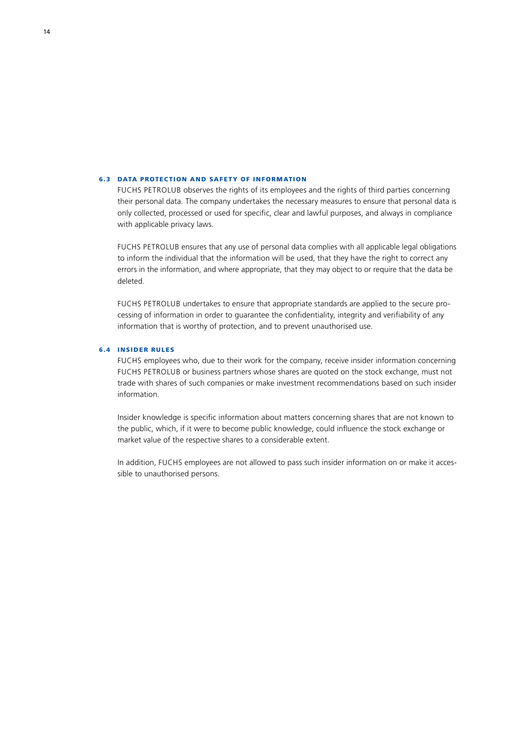### 6.3 DATA PROTECTION AND SAFETY OF INFORMATION

FUCHS PETROLUB observes the rights of its employees and the rights of third parties concerning their personal data. The company undertakes the necessary measures to ensure that personal data is only collected, processed or used for specific, clear and lawful purposes, and always in compliance with applicable privacy laws.

FUCHS PETROLUB ensures that any use of personal data complies with all applicable legal obligations to inform the individual that the information will be used, that they have the right to correct any errors in the information, and where appropriate, that they may object to or require that the data be deleted.

FUCHS PETROLUB undertakes to ensure that appropriate standards are applied to the secure processing of information in order to guarantee the confidentiality, integrity and verifiability of any information that is worthy of protection, and to prevent unauthorised use.

### 6.4 INSIDER RULES

FUCHS employees who, due to their work for the company, receive insider information concerning FUCHS PETROLUB or business partners whose shares are quoted on the stock exchange, must not trade with shares of such companies or make investment recommendations based on such insider information.

Insider knowledge is specific information about matters concerning shares that are not known to the public, which, if it were to become public knowledge, could influence the stock exchange or market value of the respective shares to a considerable extent.

In addition, FUCHS employees are not allowed to pass such insider information on or make it accessible to unauthorised persons.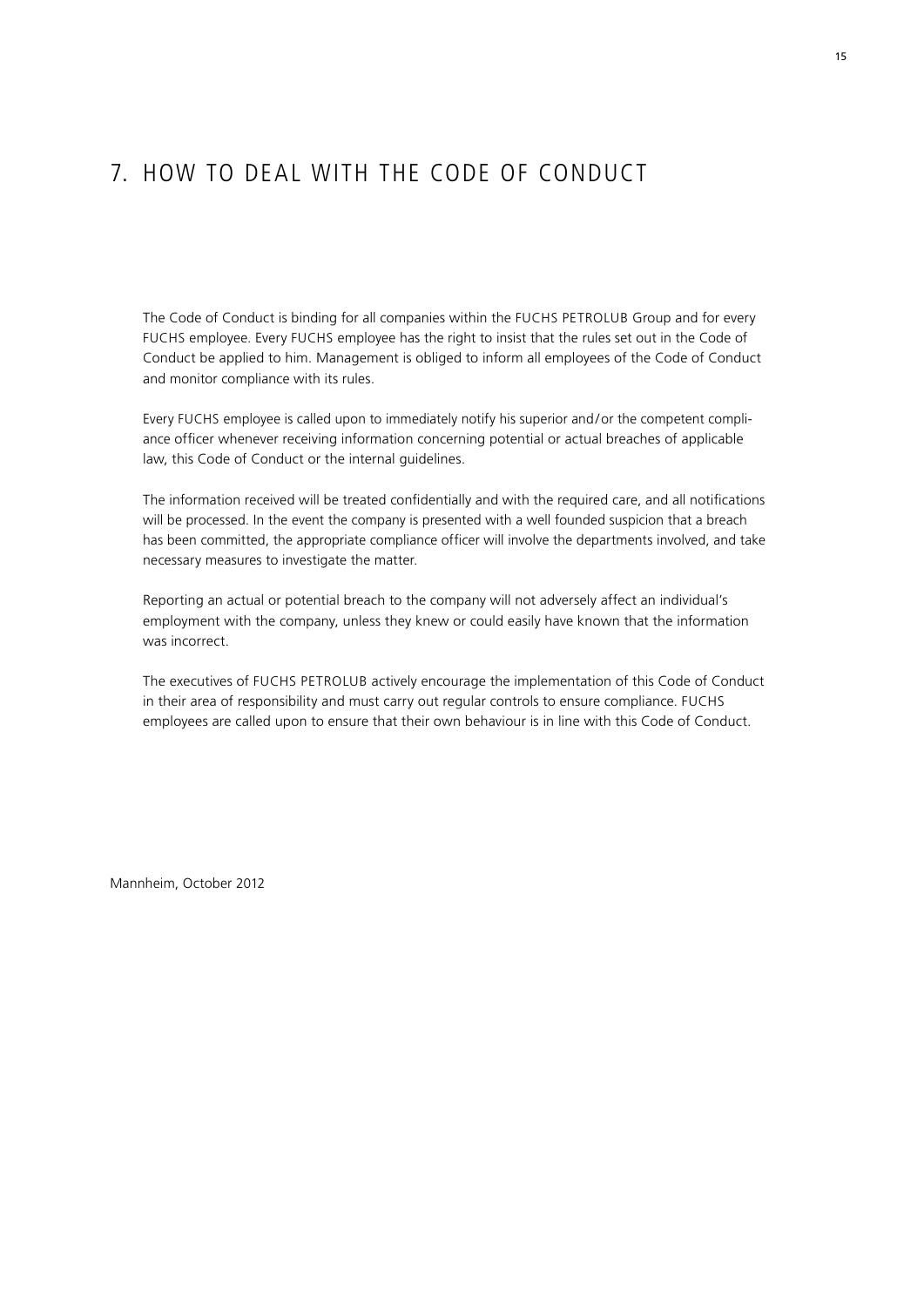# 7. HOW TO DEAL WITH THE CODE OF CONDUCT

The Code of Conduct is binding for all companies within the FUCHS PETROLUB Group and for every FUCHS employee. Every FUCHS employee has the right to insist that the rules set out in the Code of Conduct be applied to him. Management is obliged to inform all employees of the Code of Conduct and monitor compliance with its rules.

Every FUCHS employee is called upon to immediately notify his superior and/or the competent compliance officer whenever receiving information concerning potential or actual breaches of applicable law, this Code of Conduct or the internal guidelines.

The information received will be treated confidentially and with the required care, and all notifications will be processed. In the event the company is presented with a well founded suspicion that a breach has been committed, the appropriate compliance officer will involve the departments involved, and take necessary measures to investigate the matter.

Reporting an actual or potential breach to the company will not adversely affect an individual's employment with the company, unless they knew or could easily have known that the information was incorrect.

The executives of FUCHS PETROLUB actively encourage the implementation of this Code of Conduct in their area of responsibility and must carry out regular controls to ensure compliance. FUCHS employees are called upon to ensure that their own behaviour is in line with this Code of Conduct.

Mannheim, October 2012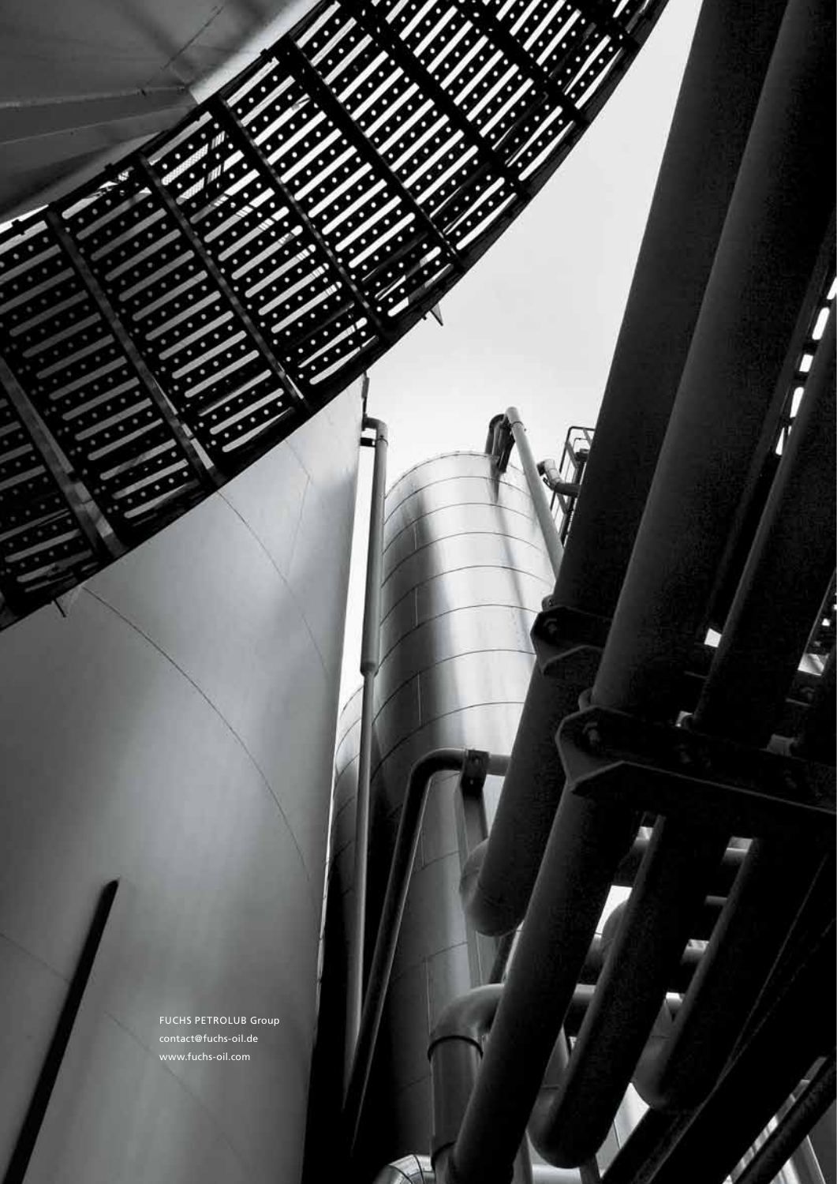FUCHS PETROLUB Group
contact@fuchs-oil.de
www.fuchs-oil.com